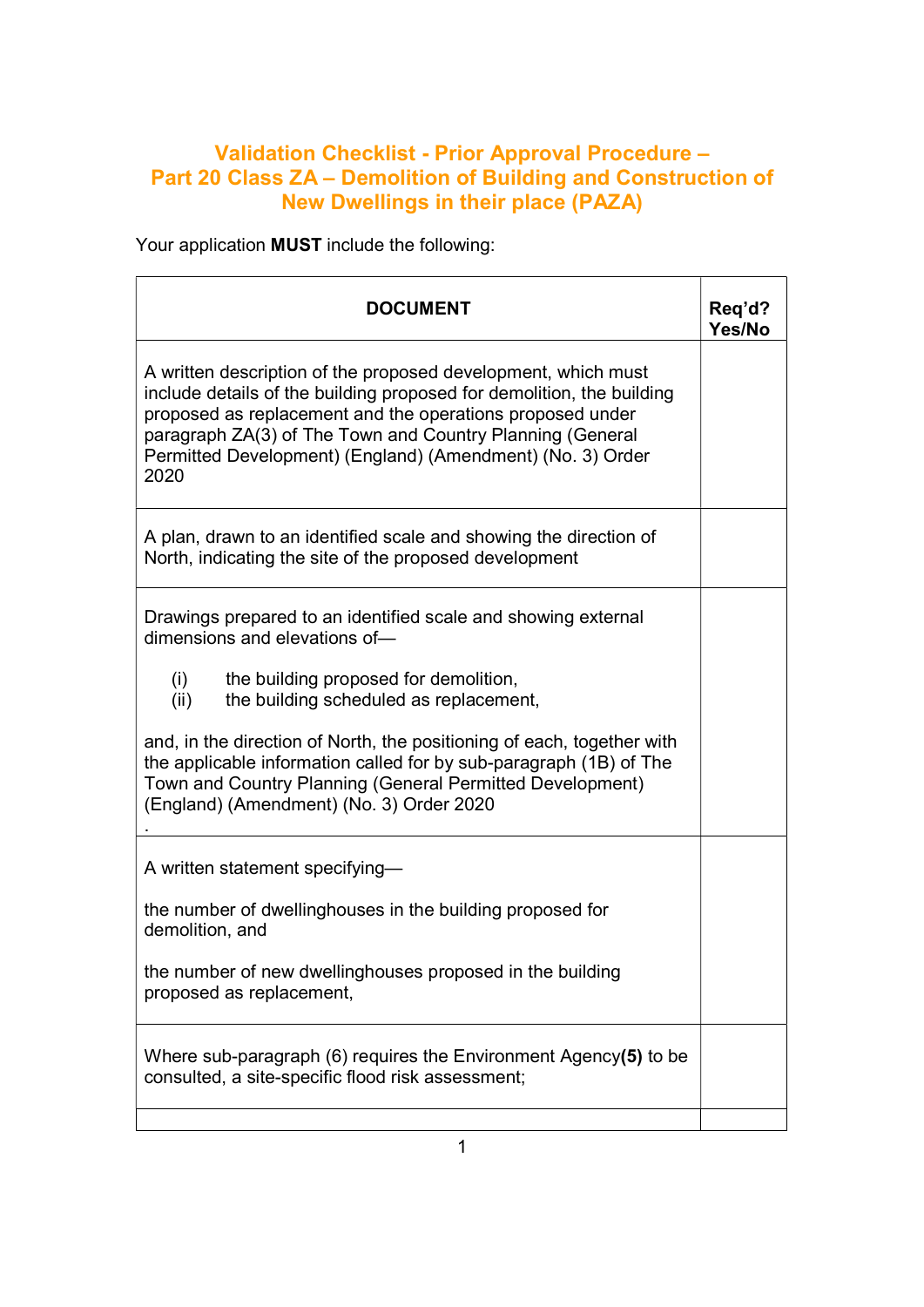# Validation Checklist - Prior Approval Procedure – Part 20 Class ZA – Demolition of Building and Construction of New Dwellings in their place (PAZA)

Your application **MUST** include the following:

| DOCUMENT | Req'd? Yes/No |
|---|---|
| A written description of the proposed development, which must include details of the building proposed for demolition, the building proposed as replacement and the operations proposed under paragraph ZA(3) of The Town and Country Planning (General Permitted Development) (England) (Amendment) (No. 3) Order 2020 | |
| A plan, drawn to an identified scale and showing the direction of North, indicating the site of the proposed development | |
| Drawings prepared to an identified scale and showing external dimensions and elevations of— (i) the building proposed for demolition, (ii) the building scheduled as replacement, and, in the direction of North, the positioning of each, together with the applicable information called for by sub-paragraph (1B) of The Town and Country Planning (General Permitted Development) (England) (Amendment) (No. 3) Order 2020 . | |
| A written statement specifying— the number of dwellinghouses in the building proposed for demolition, and the number of new dwellinghouses proposed in the building proposed as replacement, | |
| Where sub-paragraph (6) requires the Environment Agency**(5)** to be consulted, a site-specific flood risk assessment; | |
| | |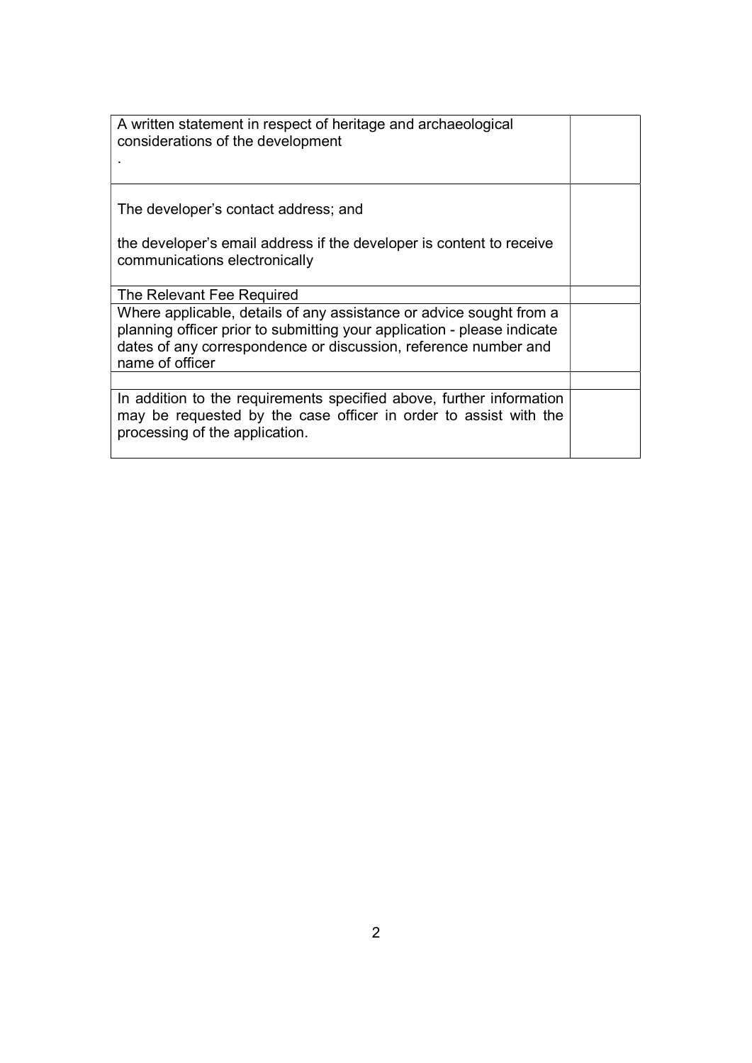| | |
|---|---|
| A written statement in respect of heritage and archaeological considerations of the development<br>. | |
| The developer's contact address; and<br><br>the developer's email address if the developer is content to receive communications electronically | |
| The Relevant Fee Required | |
| Where applicable, details of any assistance or advice sought from a planning officer prior to submitting your application - please indicate dates of any correspondence or discussion, reference number and name of officer | |
| | |
| In addition to the requirements specified above, further information may be requested by the case officer in order to assist with the processing of the application. | |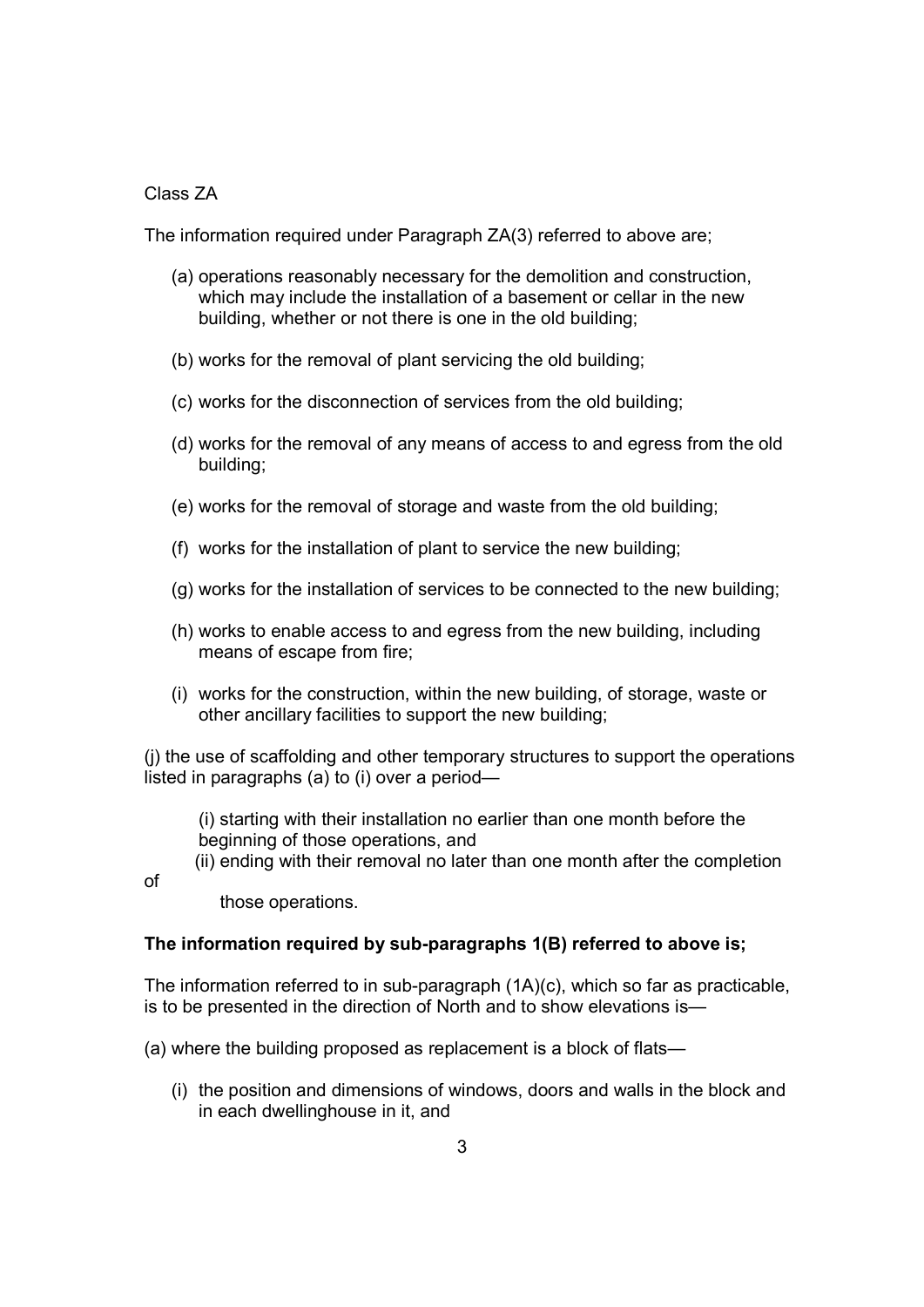Class ZA

The information required under Paragraph ZA(3) referred to above are;

(a) operations reasonably necessary for the demolition and construction, which may include the installation of a basement or cellar in the new building, whether or not there is one in the old building;

(b) works for the removal of plant servicing the old building;

(c) works for the disconnection of services from the old building;

(d) works for the removal of any means of access to and egress from the old building;

(e) works for the removal of storage and waste from the old building;

(f) works for the installation of plant to service the new building;

(g) works for the installation of services to be connected to the new building;

(h) works to enable access to and egress from the new building, including means of escape from fire;

(i) works for the construction, within the new building, of storage, waste or other ancillary facilities to support the new building;

(j) the use of scaffolding and other temporary structures to support the operations listed in paragraphs (a) to (i) over a period—

(i) starting with their installation no earlier than one month before the beginning of those operations, and
(ii) ending with their removal no later than one month after the completion of those operations.

**The information required by sub-paragraphs 1(B) referred to above is;**

The information referred to in sub-paragraph (1A)(c), which so far as practicable, is to be presented in the direction of North and to show elevations is—

(a) where the building proposed as replacement is a block of flats—

(i) the position and dimensions of windows, doors and walls in the block and in each dwellinghouse in it, and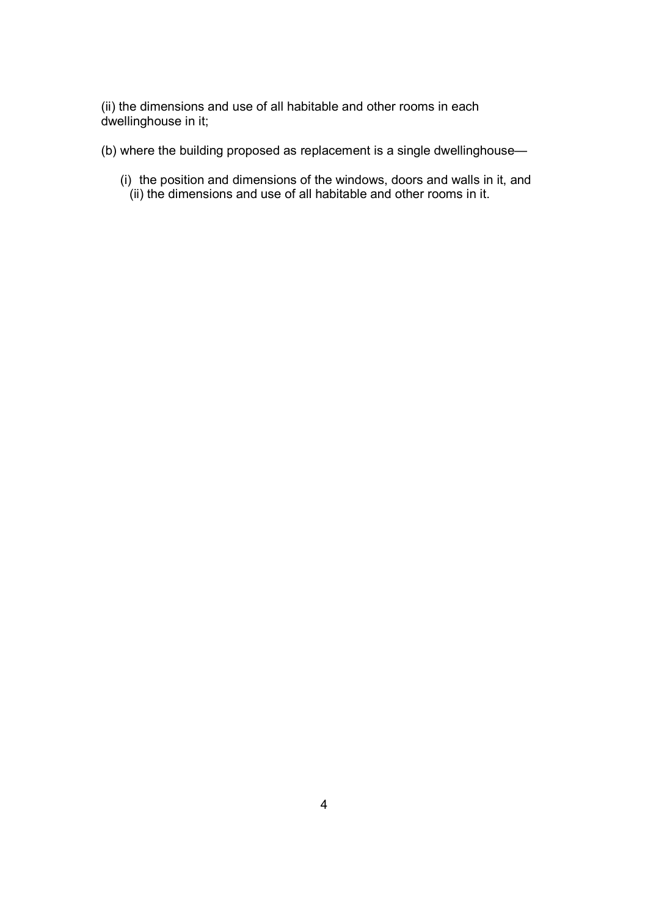(ii) the dimensions and use of all habitable and other rooms in each dwellinghouse in it;

(b) where the building proposed as replacement is a single dwellinghouse—

(i) the position and dimensions of the windows, doors and walls in it, and
(ii) the dimensions and use of all habitable and other rooms in it.